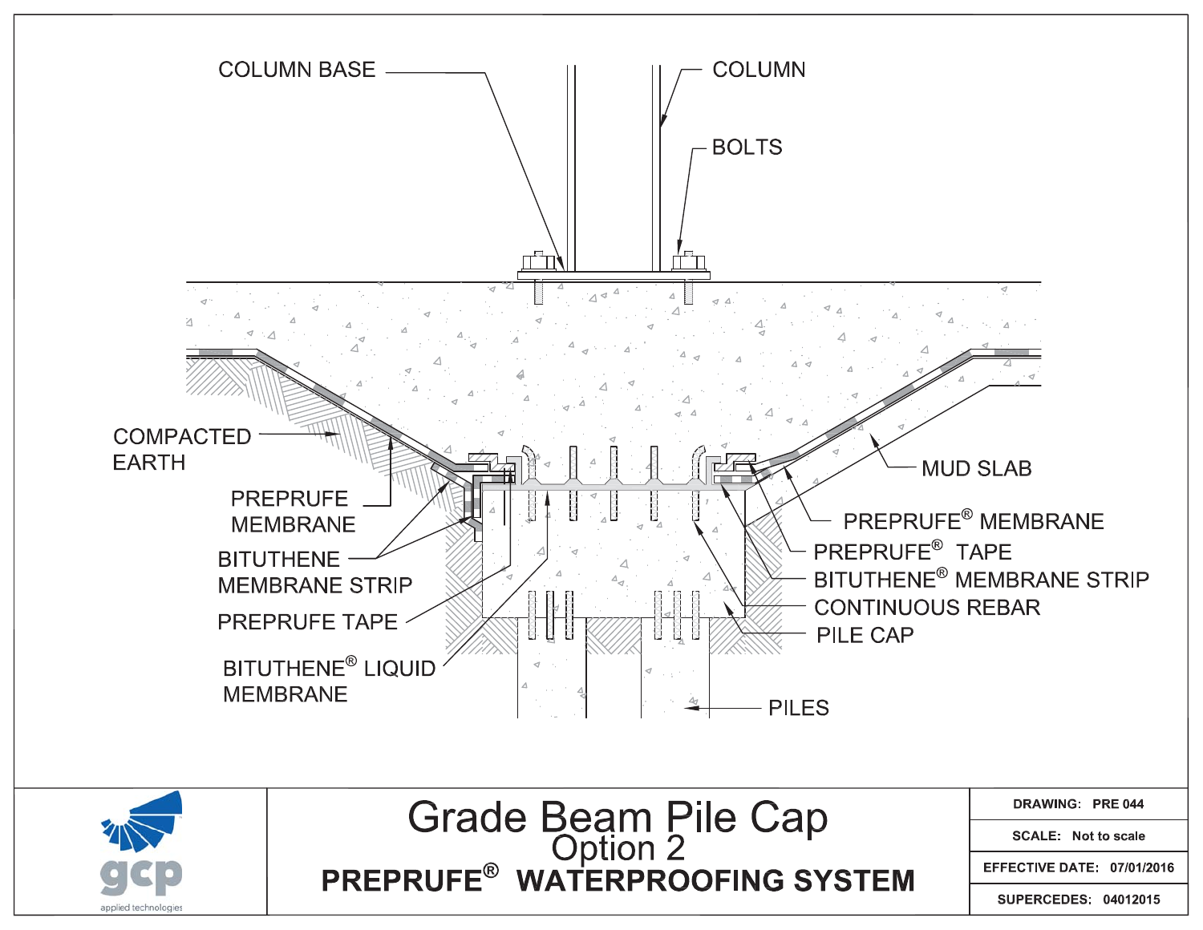COLUMN BASE

COLUMN

BOLTS

COMPACTED EARTH

PREPRUFE MEMBRANE

BITUTHENE MEMBRANE STRIP

PREPRUFE TAPE

BITUTHENE® LIQUID MEMBRANE

MUD SLAB

PREPRUFE® MEMBRANE

PREPRUFE® TAPE

BITUTHENE® MEMBRANE STRIP

CONTINUOUS REBAR

PILE CAP

PILES

gcp applied technologies

# Grade Beam Pile Cap

## Option 2

## PREPRUFE® WATERPROOFING SYSTEM

| | |
|---|---|
| DRAWING: | PRE 044 |
| SCALE: | Not to scale |
| EFFECTIVE DATE: | 07/01/2016 |
| SUPERCEDES: | 04012015 |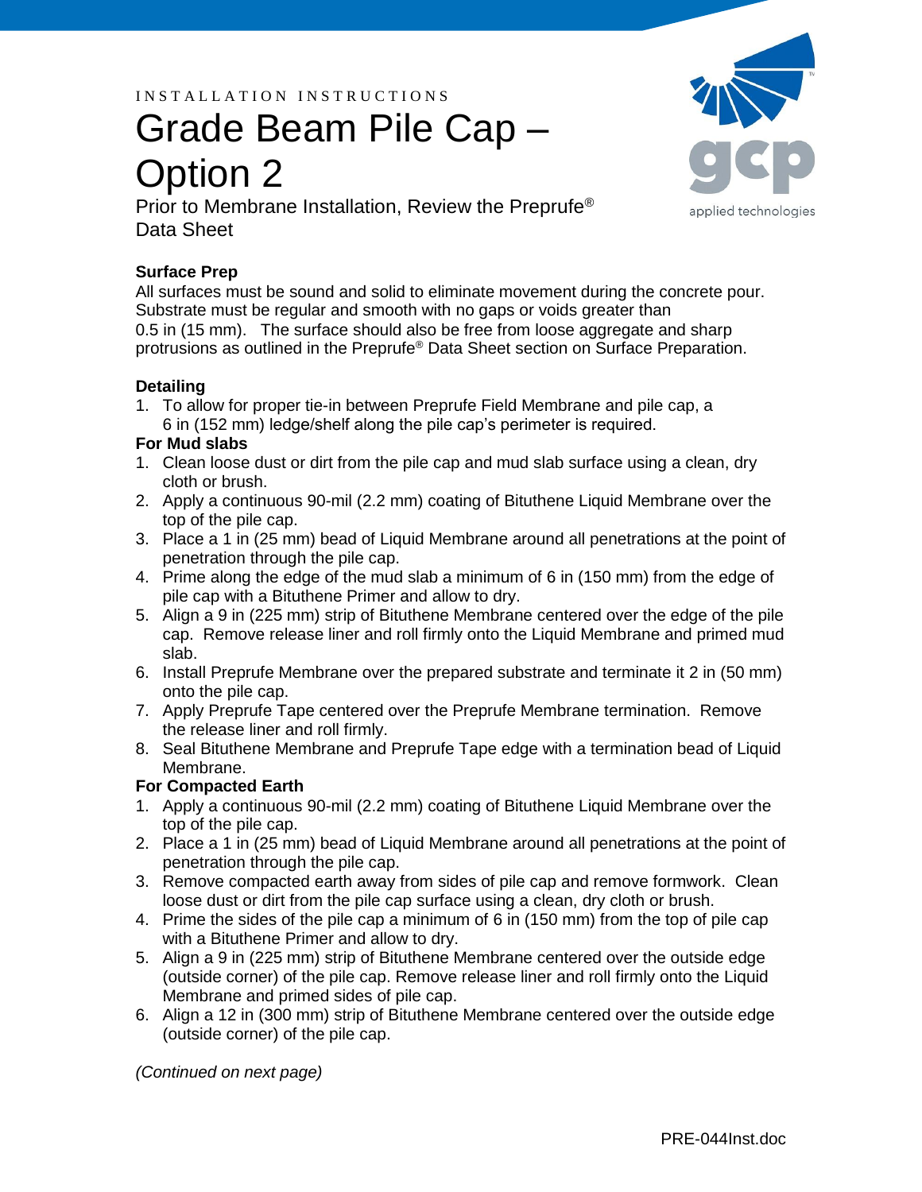INSTALLATION INSTRUCTIONS

# Grade Beam Pile Cap – Option 2

Prior to Membrane Installation, Review the Preprufe® Data Sheet

### Surface Prep

All surfaces must be sound and solid to eliminate movement during the concrete pour. Substrate must be regular and smooth with no gaps or voids greater than 0.5 in (15 mm). The surface should also be free from loose aggregate and sharp protrusions as outlined in the Preprufe® Data Sheet section on Surface Preparation.

### Detailing

1. To allow for proper tie-in between Preprufe Field Membrane and pile cap, a 6 in (152 mm) ledge/shelf along the pile cap's perimeter is required.

**For Mud slabs**

1. Clean loose dust or dirt from the pile cap and mud slab surface using a clean, dry cloth or brush.
2. Apply a continuous 90-mil (2.2 mm) coating of Bituthene Liquid Membrane over the top of the pile cap.
3. Place a 1 in (25 mm) bead of Liquid Membrane around all penetrations at the point of penetration through the pile cap.
4. Prime along the edge of the mud slab a minimum of 6 in (150 mm) from the edge of pile cap with a Bituthene Primer and allow to dry.
5. Align a 9 in (225 mm) strip of Bituthene Membrane centered over the edge of the pile cap. Remove release liner and roll firmly onto the Liquid Membrane and primed mud slab.
6. Install Preprufe Membrane over the prepared substrate and terminate it 2 in (50 mm) onto the pile cap.
7. Apply Preprufe Tape centered over the Preprufe Membrane termination. Remove the release liner and roll firmly.
8. Seal Bituthene Membrane and Preprufe Tape edge with a termination bead of Liquid Membrane.

**For Compacted Earth**

1. Apply a continuous 90-mil (2.2 mm) coating of Bituthene Liquid Membrane over the top of the pile cap.
2. Place a 1 in (25 mm) bead of Liquid Membrane around all penetrations at the point of penetration through the pile cap.
3. Remove compacted earth away from sides of pile cap and remove formwork. Clean loose dust or dirt from the pile cap surface using a clean, dry cloth or brush.
4. Prime the sides of the pile cap a minimum of 6 in (150 mm) from the top of pile cap with a Bituthene Primer and allow to dry.
5. Align a 9 in (225 mm) strip of Bituthene Membrane centered over the outside edge (outside corner) of the pile cap. Remove release liner and roll firmly onto the Liquid Membrane and primed sides of pile cap.
6. Align a 12 in (300 mm) strip of Bituthene Membrane centered over the outside edge (outside corner) of the pile cap.

*(Continued on next page)*

PRE-044Inst.doc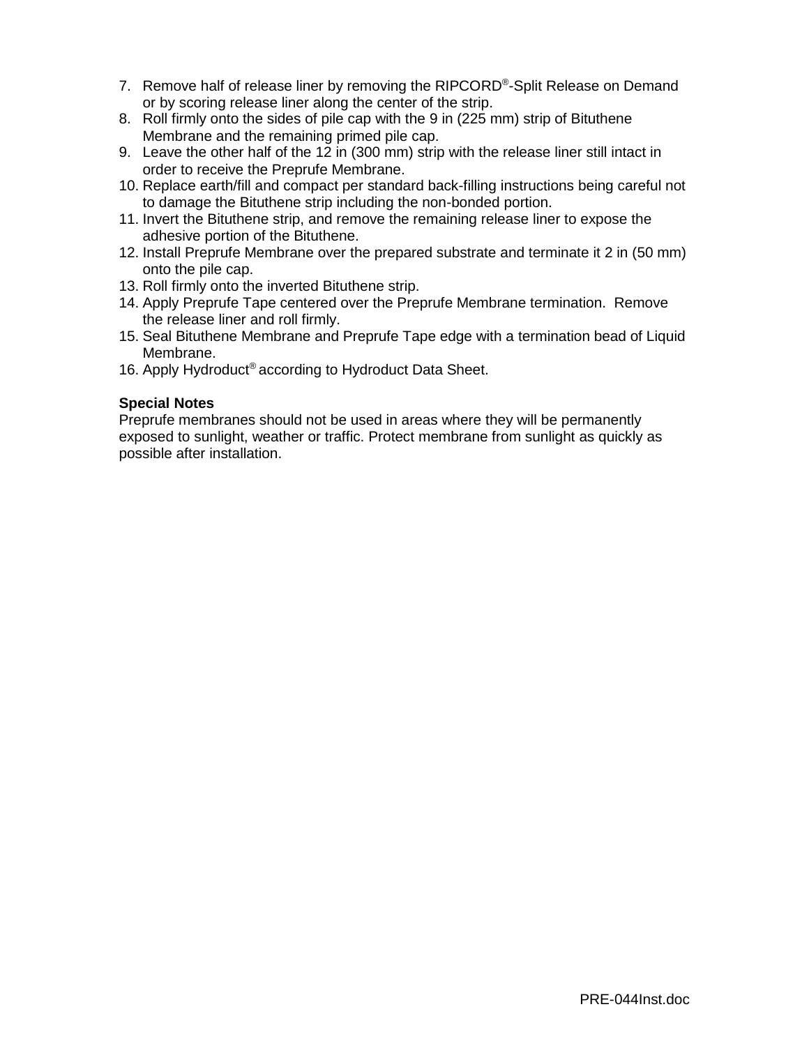7. Remove half of release liner by removing the RIPCORD®-Split Release on Demand or by scoring release liner along the center of the strip.
8. Roll firmly onto the sides of pile cap with the 9 in (225 mm) strip of Bituthene Membrane and the remaining primed pile cap.
9. Leave the other half of the 12 in (300 mm) strip with the release liner still intact in order to receive the Preprufe Membrane.
10. Replace earth/fill and compact per standard back-filling instructions being careful not to damage the Bituthene strip including the non-bonded portion.
11. Invert the Bituthene strip, and remove the remaining release liner to expose the adhesive portion of the Bituthene.
12. Install Preprufe Membrane over the prepared substrate and terminate it 2 in (50 mm) onto the pile cap.
13. Roll firmly onto the inverted Bituthene strip.
14. Apply Preprufe Tape centered over the Preprufe Membrane termination. Remove the release liner and roll firmly.
15. Seal Bituthene Membrane and Preprufe Tape edge with a termination bead of Liquid Membrane.
16. Apply Hydroduct® according to Hydroduct Data Sheet.

**Special Notes**

Preprufe membranes should not be used in areas where they will be permanently exposed to sunlight, weather or traffic. Protect membrane from sunlight as quickly as possible after installation.

PRE-044Inst.doc